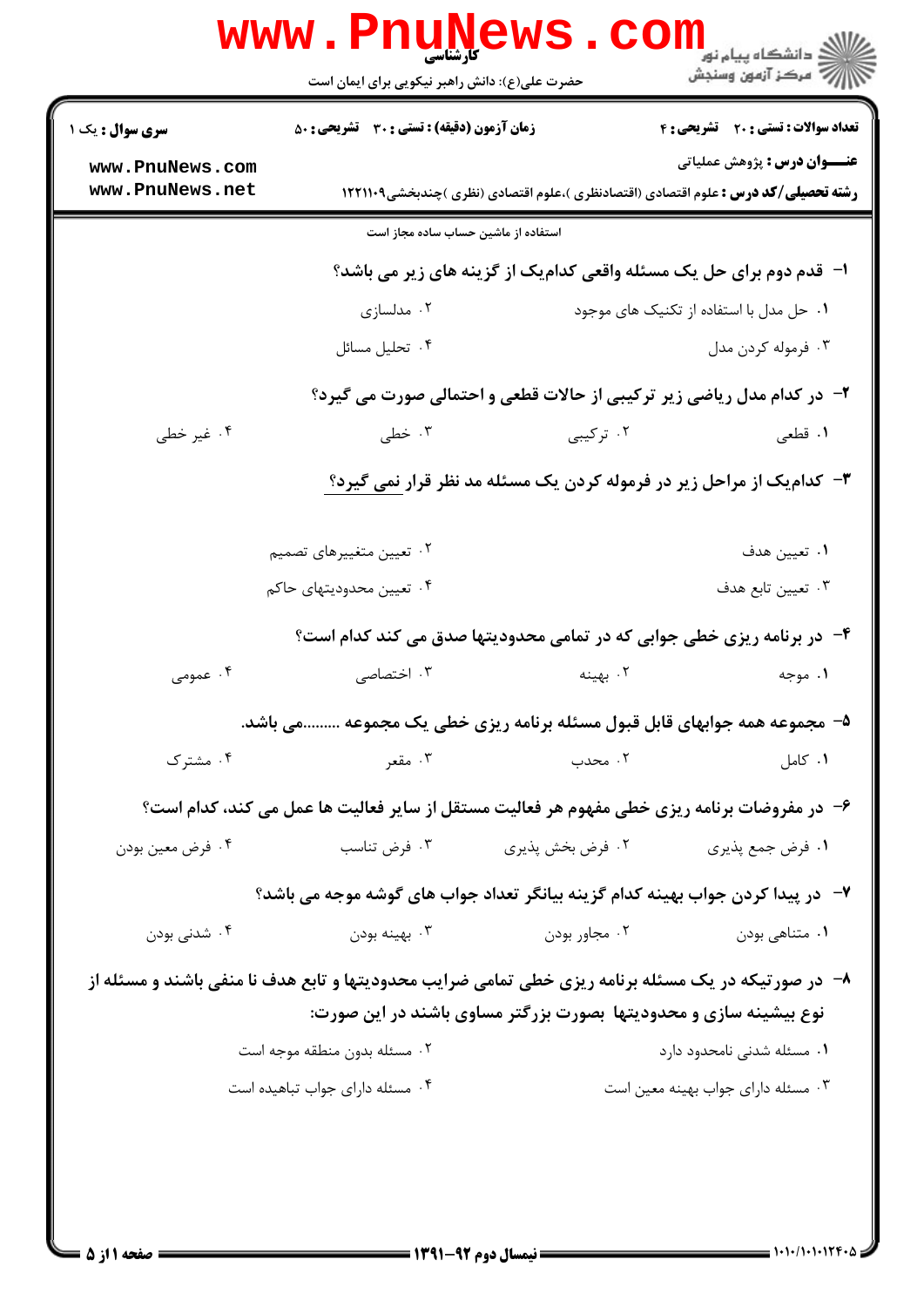کارشناسی

حضرت علی(ع): دانش راهبر نیکویی برای ایمان است

**سری سوال :** یک ۱ | **زمان آزمون (دقیقه) : تستی : ۳۰ تشریحی : ۵۰** | **تعداد سوالات : تستی : ۲۰ تشریحی : ۴**

**عنـــوان درس :** پژوهش عملیاتی

**رشته تحصیلی/کد درس :** علوم اقتصادی (اقتصادنظری )،علوم اقتصادی (نظری )چندبخشی۱۲۲۱۱۰۹

استفاده از ماشین حساب ساده مجاز است

۱- قدم دوم برای حل یک مسئله واقعی کدام‌یک از گزینه های زیر می باشد؟

۱. حل مدل با استفاده از تکنیک های موجود
۲. مدلسازی
۳. فرموله کردن مدل
۴. تحلیل مسائل

۲- در کدام مدل ریاضی زیر ترکیبی از حالات قطعی و احتمالی صورت می گیرد؟

۱. قطعی
۲. ترکیبی
۳. خطی
۴. غیر خطی

۳- کدام‌یک از مراحل زیر در فرموله کردن یک مسئله مد نظر قرار نمی گیرد؟

۱. تعیین هدف
۲. تعیین متغییرهای تصمیم
۳. تعیین تابع هدف
۴. تعیین محدودیتهای حاکم

۴- در برنامه ریزی خطی جوابی که در تمامی محدودیتها صدق می کند کدام است؟

۱. موجه
۲. بهینه
۳. اختصاصی
۴. عمومی

۵- مجموعه همه جوابهای قابل قبول مسئله برنامه ریزی خطی یک مجموعه .........می باشد.

۱. کامل
۲. محدب
۳. مقعر
۴. مشترک

۶- در مفروضات برنامه ریزی خطی مفهوم هر فعالیت مستقل از سایر فعالیت ها عمل می کند، کدام است؟

۱. فرض جمع پذیری
۲. فرض بخش پذیری
۳. فرض تناسب
۴. فرض معین بودن

۷- در پیدا کردن جواب بهینه کدام گزینه بیانگر تعداد جواب های گوشه موجه می باشد؟

۱. متناهی بودن
۲. مجاور بودن
۳. بهینه بودن
۴. شدنی بودن

۸- در صورتیکه در یک مسئله برنامه ریزی خطی تمامی ضرایب محدودیتها و تابع هدف نا منفی باشند و مسئله از نوع بیشینه سازی و محدودیتها بصورت بزرگتر مساوی باشند در این صورت:

۱. مسئله شدنی نامحدود دارد
۲. مسئله بدون منطقه موجه است
۳. مسئله دارای جواب بهینه معین است
۴. مسئله دارای جواب تباهیده است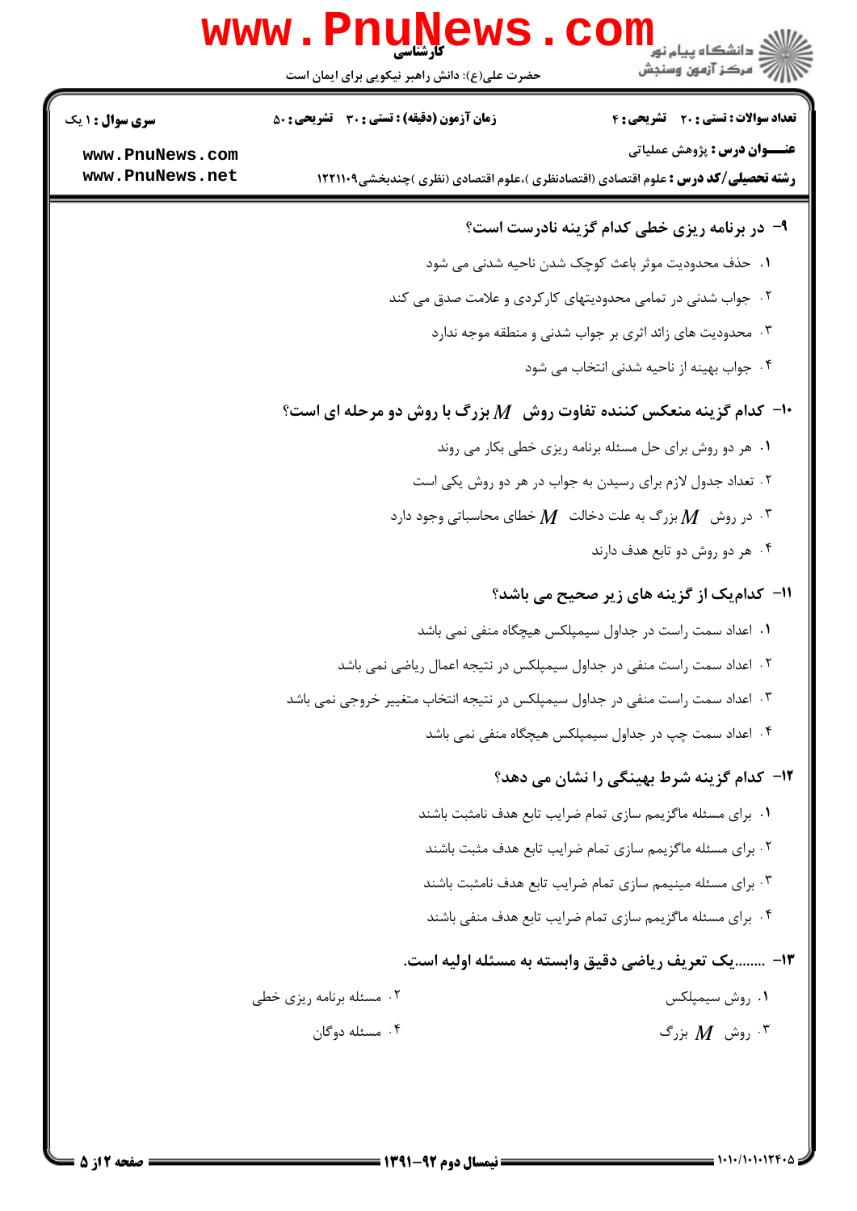۹- در برنامه ریزی خطی کدام گزینه نادرست است؟

۱. حذف محدودیت موثر باعث کوچک شدن ناحیه شدنی می شود

۲. جواب شدنی در تمامی محدودیتهای کارکردی و علامت صدق می کند

۳. محدودیت های زائد اثری بر جواب شدنی و منطقه موجه ندارد

۴. جواب بهینه از ناحیه شدنی انتخاب می شود

۱۰- کدام گزینه منعکس کننده تفاوت روش $M$ بزرگ با روش دو مرحله ای است؟

۱. هر دو روش برای حل مسئله برنامه ریزی خطی بکار می روند

۲. تعداد جدول لازم برای رسیدن به جواب در هر دو روش یکی است

۳. در روش $M$ بزرگ به علت دخالت $M$ خطای محاسباتی وجود دارد

۴. هر دو روش دو تابع هدف دارند

۱۱- کدامیک از گزینه های زیر صحیح می باشد؟

۱. اعداد سمت راست در جداول سیمپلکس هیچگاه منفی نمی باشد

۲. اعداد سمت راست منفی در جداول سیمپلکس در نتیجه اعمال ریاضی نمی باشد

۳. اعداد سمت راست منفی در جداول سیمپلکس در نتیجه انتخاب متغییر خروجی نمی باشد

۴. اعداد سمت چپ در جداول سیمپلکس هیچگاه منفی نمی باشد

۱۲- کدام گزینه شرط بهینگی را نشان می دهد؟

۱. برای مسئله ماگزیمم سازی تمام ضرایب تابع هدف نامثبت باشند

۲. برای مسئله ماگزیمم سازی تمام ضرایب تابع هدف مثبت باشند

۳. برای مسئله مینیمم سازی تمام ضرایب تابع هدف نامثبت باشند

۴. برای مسئله ماگزیمم سازی تمام ضرایب تابع هدف منفی باشند

۱۳- ........یک تعریف ریاضی دقیق وابسته به مسئله اولیه است.

۱. روش سیمپلکس

۲. مسئله برنامه ریزی خطی

۳. روش $M$ بزرگ

۴. مسئله دوگان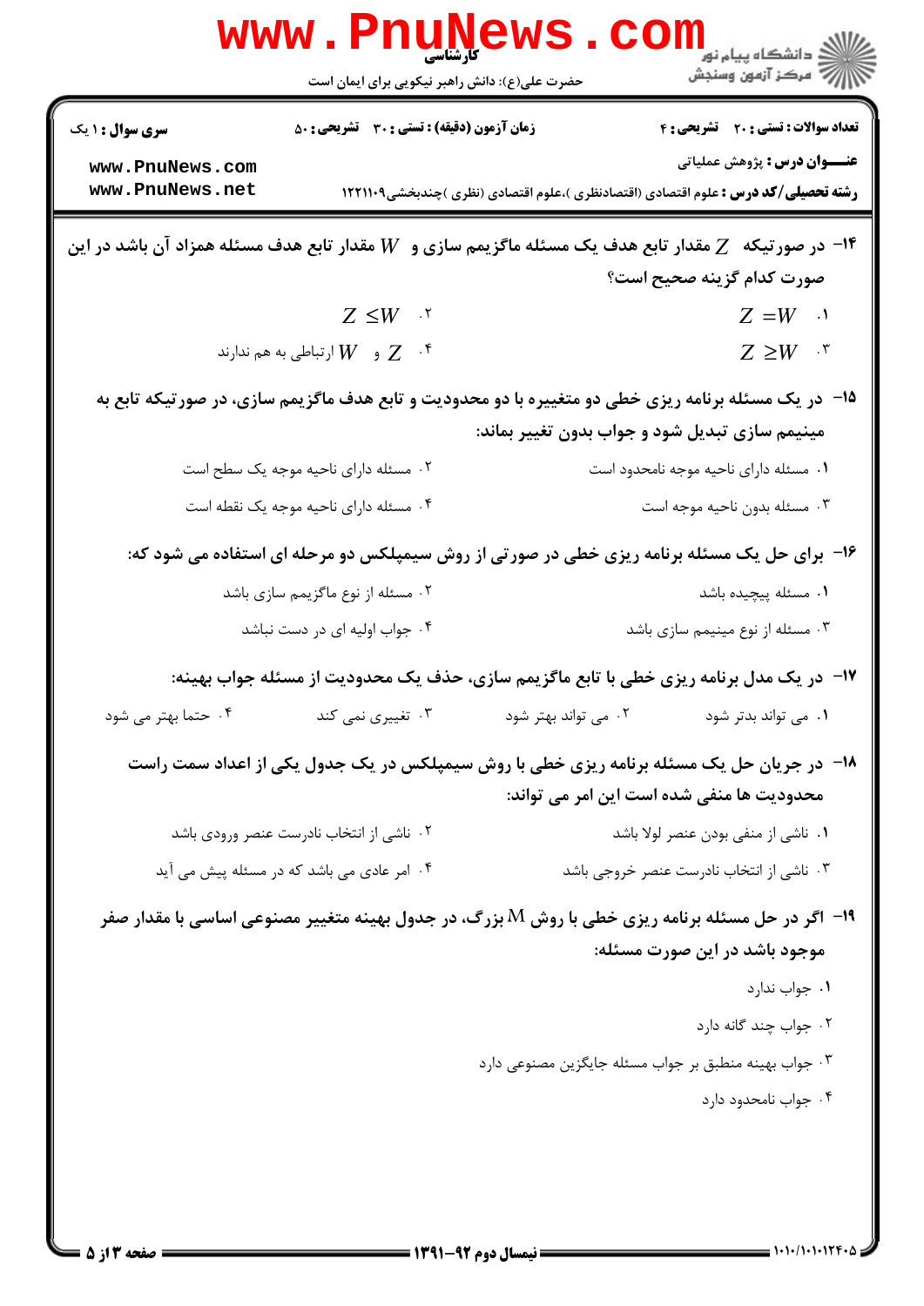۱۴- در صورتیکه $Z$ مقدار تابع هدف یک مسئله ماگزیمم سازی و $W$ مقدار تابع هدف مسئله همزاد آن باشد در این صورت کدام گزینه صحیح است؟

۱. $Z = W$

۲. $Z \leq W$

۳. $Z \geq W$

۴. $Z$ و $W$ ارتباطی به هم ندارند

۱۵- در یک مسئله برنامه ریزی خطی دو متغییره با دو محدودیت و تابع هدف ماگزیمم سازی، در صورتیکه تابع به مینیمم سازی تبدیل شود و جواب بدون تغییر بماند:

۱. مسئله دارای ناحیه موجه نامحدود است

۲. مسئله دارای ناحیه موجه یک سطح است

۳. مسئله بدون ناحیه موجه است

۴. مسئله دارای ناحیه موجه یک نقطه است

۱۶- برای حل یک مسئله برنامه ریزی خطی در صورتی از روش سیمپلکس دو مرحله ای استفاده می شود که:

۱. مسئله پیچیده باشد

۲. مسئله از نوع ماگزیمم سازی باشد

۳. مسئله از نوع مینیمم سازی باشد

۴. جواب اولیه ای در دست نباشد

۱۷- در یک مدل برنامه ریزی خطی با تابع ماگزیمم سازی، حذف یک محدودیت از مسئله جواب بهینه:

۱. می تواند بدتر شود

۲. می تواند بهتر شود

۳. تغییری نمی کند

۴. حتما بهتر می شود

۱۸- در جریان حل یک مسئله برنامه ریزی خطی با روش سیمپلکس در یک جدول یکی از اعداد سمت راست محدودیت ها منفی شده است این امر می تواند:

۱. ناشی از منفی بودن عنصر لولا باشد

۲. ناشی از انتخاب نادرست عنصر ورودی باشد

۳. ناشی از انتخاب نادرست عنصر خروجی باشد

۴. امر عادی می باشد که در مسئله پیش می آید

۱۹- اگر در حل مسئله برنامه ریزی خطی با روش M بزرگ، در جدول بهینه متغییر مصنوعی اساسی با مقدار صفر موجود باشد در این صورت مسئله:

۱. جواب ندارد

۲. جواب چند گانه دارد

۳. جواب بهینه منطبق بر جواب مسئله جایگزین مصنوعی دارد

۴. جواب نامحدود دارد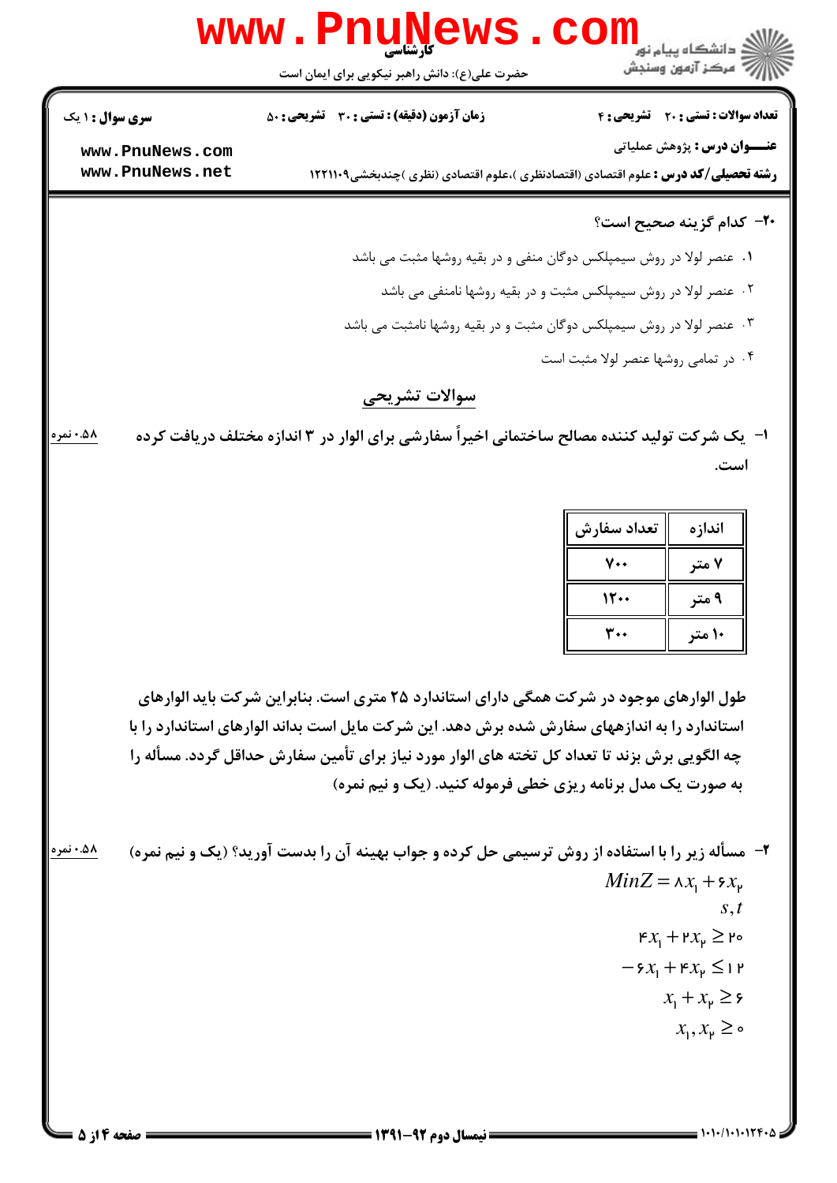**۲۰- کدام گزینه صحیح است؟**

۱. عنصر لولا در روش سیمپلکس دوگان منفی و در بقیه روشها مثبت می باشد

۲. عنصر لولا در روش سیمپلکس مثبت و در بقیه روشها نامنفی می باشد

۳. عنصر لولا در روش سیمپلکس دوگان مثبت و در بقیه روشها نامثبت می باشد

۴. در تمامی روشها عنصر لولا مثبت است

## سوالات تشریحی

**۱- یک شرکت تولید کننده مصالح ساختمانی اخیراً سفارشی برای الوار در ۳ اندازه مختلف دریافت کرده است.** ۰.۵۸ نمره

| اندازه | تعداد سفارش |
|---|---|
| ۷ متر | ۷۰۰ |
| ۹ متر | ۱۲۰۰ |
| ۱۰ متر | ۳۰۰ |

**طول الوارهای موجود در شرکت همگی دارای استاندارد ۲۵ متری است. بنابراین شرکت باید الوارهای استاندارد را به اندازههای سفارش شده برش دهد. این شرکت مایل است بداند الوارهای استاندارد را با چه الگویی برش بزند تا تعداد کل تخته های الوار مورد نیاز برای تأمین سفارش حداقل گردد. مسأله را به صورت یک مدل برنامه ریزی خطی فرموله کنید. (یک و نیم نمره)**

**۲- مسأله زیر را با استفاده از روش ترسیمی حل کرده و جواب بهینه آن را بدست آورید؟ (یک و نیم نمره)** ۰.۵۸ نمره

$$MinZ = 8x_1 + 6x_2$$

$$s,t$$

$$4x_1 + 2x_2 \geq 20$$

$$-6x_1 + 4x_2 \leq 12$$

$$x_1 + x_2 \geq 6$$

$$x_1, x_2 \geq 0$$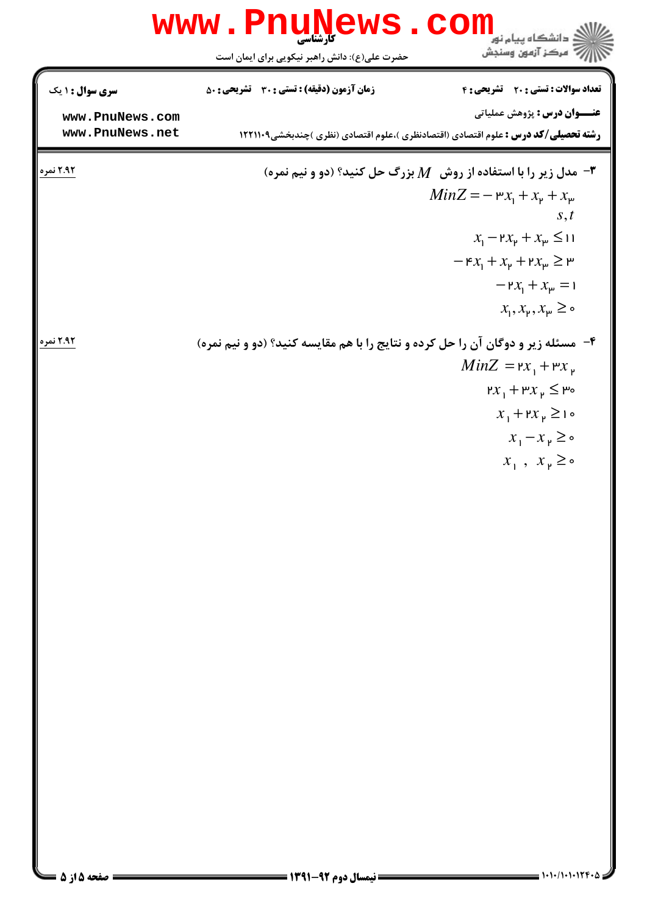۳- مدل زیر را با استفاده از روش $M$ بزرگ حل کنید؟ (دو و نیم نمره)

۲.۹۲ نمره

$$MinZ = -3x_1 + x_2 + x_3$$

$$s,t$$

$$x_1 - 2x_2 + x_3 \leq 11$$

$$-4x_1 + x_2 + 2x_3 \geq 3$$

$$-2x_1 + x_3 = 1$$

$$x_1, x_2, x_3 \geq 0$$

۴- مسئله زیر و دوگان آن را حل کرده و نتایج را با هم مقایسه کنید؟ (دو و نیم نمره)

۲.۹۲ نمره

$$MinZ = 2x_1 + 3x_2$$

$$2x_1 + 3x_2 \leq 30$$

$$x_1 + 2x_2 \geq 10$$

$$x_1 - x_2 \geq 0$$

$$x_1 \ , \ x_2 \geq 0$$